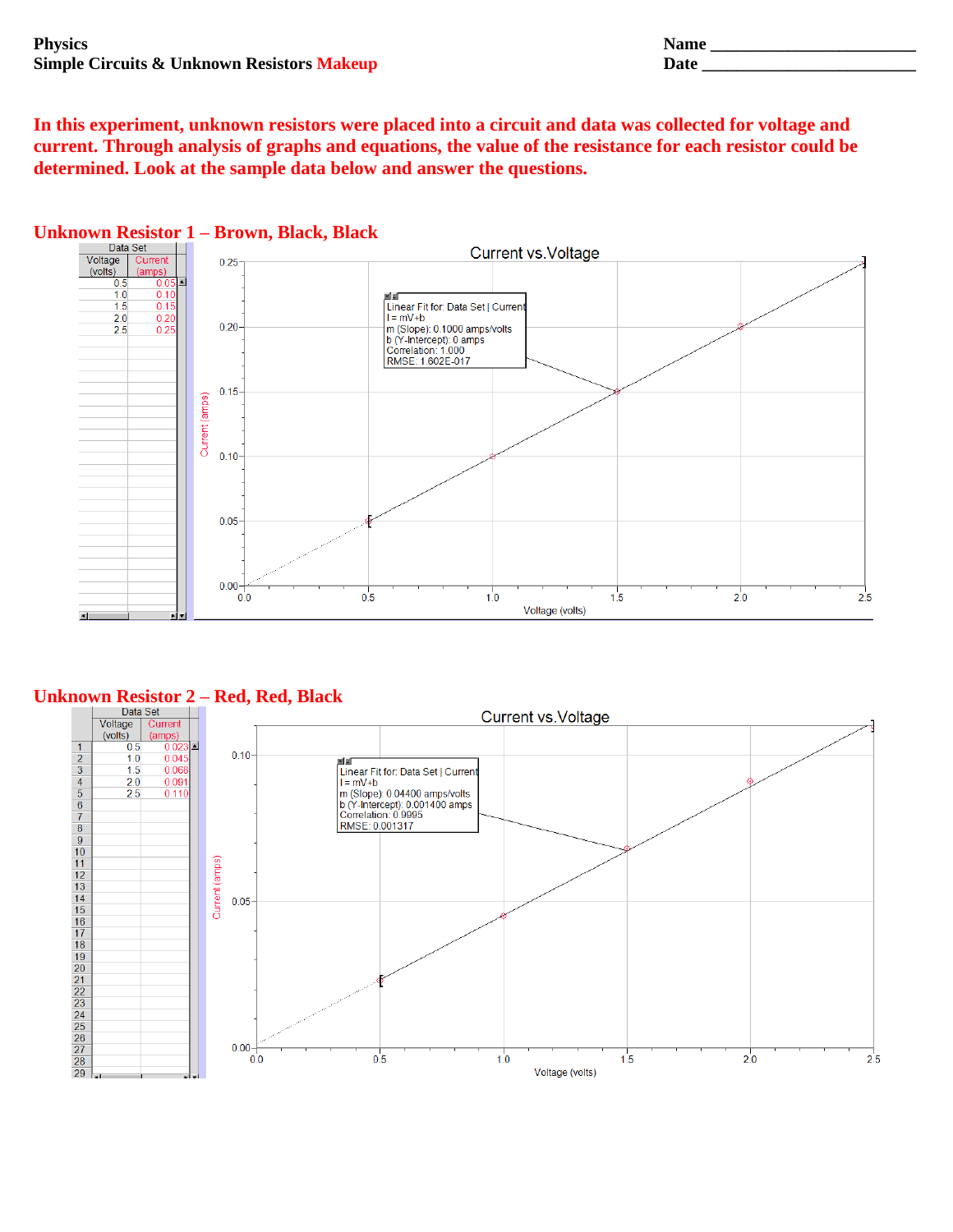**Physics**
**Simple Circuits & Unknown Resistors Makeup**

**Name \_\_\_\_\_\_\_\_\_\_\_\_\_\_\_\_\_\_\_\_\_\_\_\_\_**
**Date \_\_\_\_\_\_\_\_\_\_\_\_\_\_\_\_\_\_\_\_\_\_\_\_\_\_**

**In this experiment, unknown resistors were placed into a circuit and data was collected for voltage and current. Through analysis of graphs and equations, the value of the resistance for each resistor could be determined. Look at the sample data below and answer the questions.**

## Unknown Resistor 1 – Brown, Black, Black

Data Set

| Voltage (volts) | Current (amps) |
|---|---|
| 0.5 | 0.05 |
| 1.0 | 0.10 |
| 1.5 | 0.15 |
| 2.0 | 0.20 |
| 2.5 | 0.25 |

Current vs. Voltage

Linear Fit for: Data Set | Current
I = mV+b
m (Slope): 0.1000 amps/volts
b (Y-Intercept): 0 amps
Correlation: 1.000
RMSE: 1.602E-017

## Unknown Resistor 2 – Red, Red, Black

Data Set

| | Voltage (volts) | Current (amps) |
|---|---|---|
| 1 | 0.5 | 0.023 |
| 2 | 1.0 | 0.045 |
| 3 | 1.5 | 0.068 |
| 4 | 2.0 | 0.091 |
| 5 | 2.5 | 0.110 |

Current vs. Voltage

Linear Fit for: Data Set | Current
I = mV+b
m (Slope): 0.04400 amps/volts
b (Y-Intercept): 0.001400 amps
Correlation: 0.9995
RMSE: 0.001317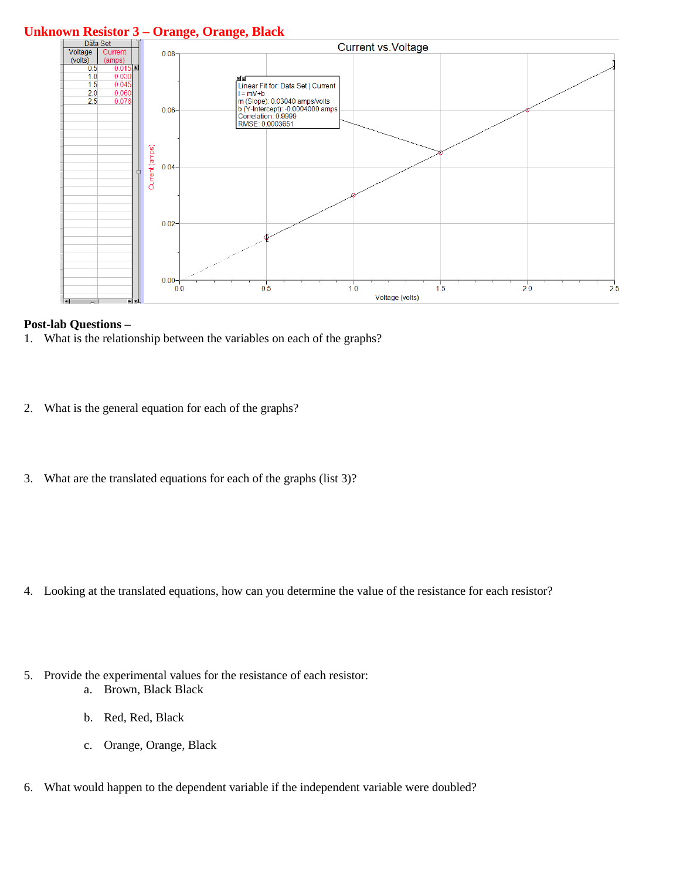## Unknown Resistor 3 – Orange, Orange, Black

| Voltage (volts) | Current (amps) |
|---|---|
| 0.5 | 0.015 |
| 1.0 | 0.030 |
| 1.5 | 0.045 |
| 2.0 | 0.060 |
| 2.5 | 0.076 |

Current vs. Voltage

Linear Fit for: Data Set | Current
I = mV+b
m (Slope): 0.03040 amps/volts
b (Y-Intercept): -0.0004000 amps
Correlation: 0.9999
RMSE: 0.0003651

**Post-lab Questions –**

1. What is the relationship between the variables on each of the graphs?

2. What is the general equation for each of the graphs?

3. What are the translated equations for each of the graphs (list 3)?

4. Looking at the translated equations, how can you determine the value of the resistance for each resistor?

5. Provide the experimental values for the resistance of each resistor:
   a. Brown, Black Black

   b. Red, Red, Black

   c. Orange, Orange, Black

6. What would happen to the dependent variable if the independent variable were doubled?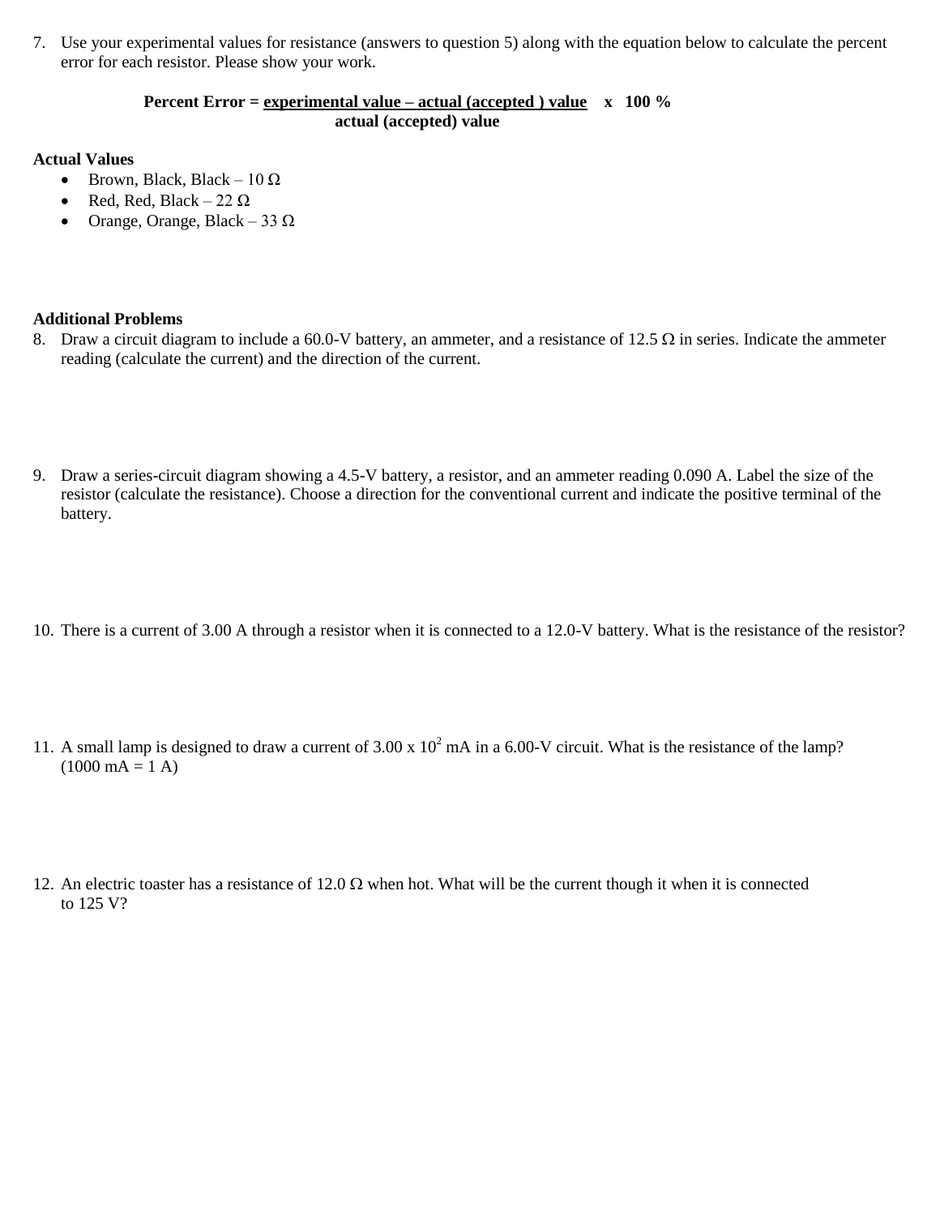7. Use your experimental values for resistance (answers to question 5) along with the equation below to calculate the percent error for each resistor. Please show your work.

$$\textbf{Percent Error} = \frac{\text{experimental value} - \text{actual (accepted ) value}}{\text{actual (accepted) value}} \times 100\ \%$$

**Actual Values**

- Brown, Black, Black – 10 Ω
- Red, Red, Black – 22 Ω
- Orange, Orange, Black – 33 Ω

**Additional Problems**

8. Draw a circuit diagram to include a 60.0-V battery, an ammeter, and a resistance of 12.5 Ω in series. Indicate the ammeter reading (calculate the current) and the direction of the current.

9. Draw a series-circuit diagram showing a 4.5-V battery, a resistor, and an ammeter reading 0.090 A. Label the size of the resistor (calculate the resistance). Choose a direction for the conventional current and indicate the positive terminal of the battery.

10. There is a current of 3.00 A through a resistor when it is connected to a 12.0-V battery. What is the resistance of the resistor?

11. A small lamp is designed to draw a current of $3.00 \times 10^2$ mA in a 6.00-V circuit. What is the resistance of the lamp? (1000 mA = 1 A)

12. An electric toaster has a resistance of 12.0 Ω when hot. What will be the current though it when it is connected to 125 V?